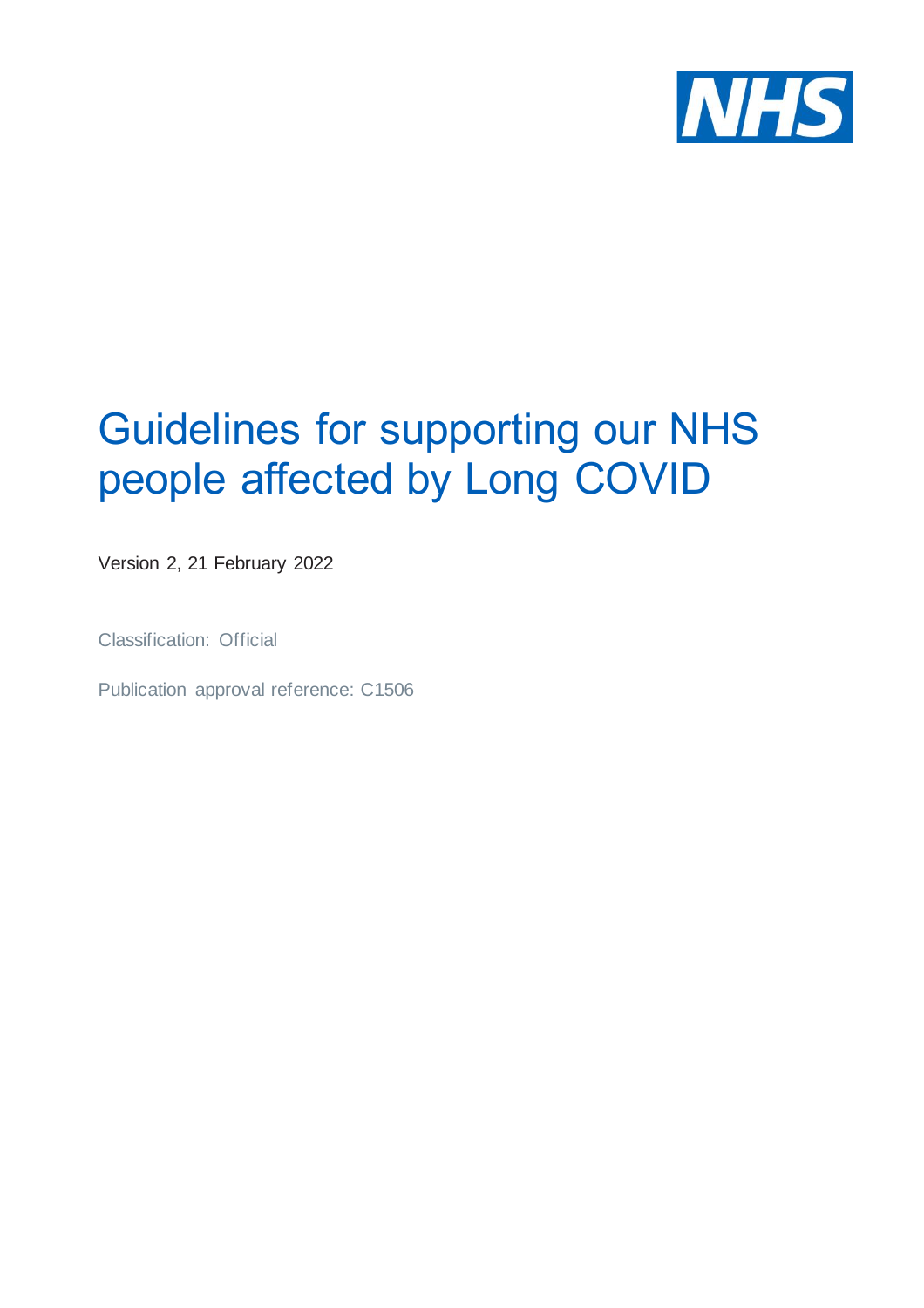NHS

# Guidelines for supporting our NHS people affected by Long COVID

Version 2, 21 February 2022

Classification: Official

Publication approval reference: C1506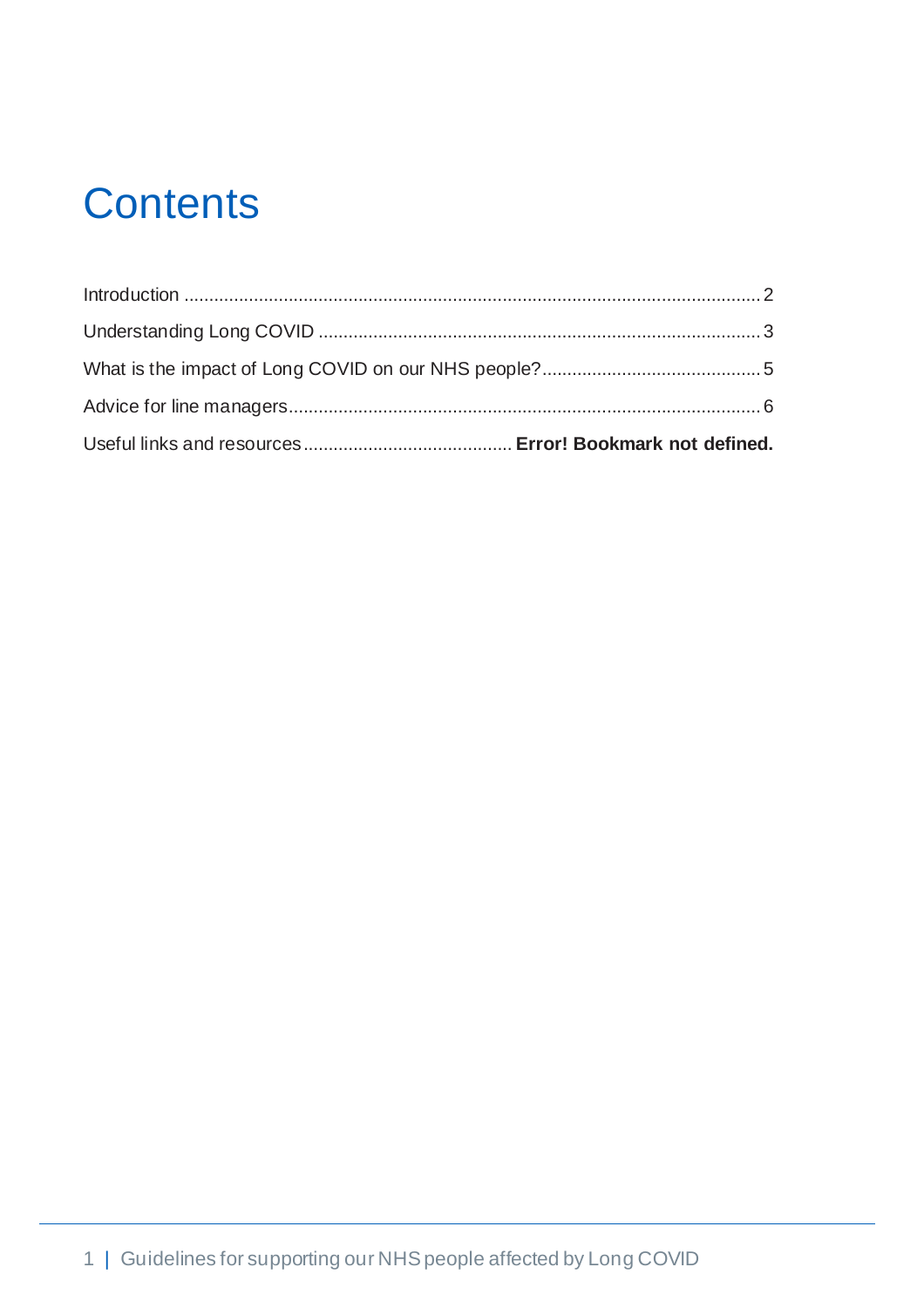# Contents

Introduction .......................................................................................................... 2

Understanding Long COVID .................................................................................. 3

What is the impact of Long COVID on our NHS people? ...................................... 5

Advice for line managers ........................................................................................ 6

Useful links and resources .......................................... **Error! Bookmark not defined.**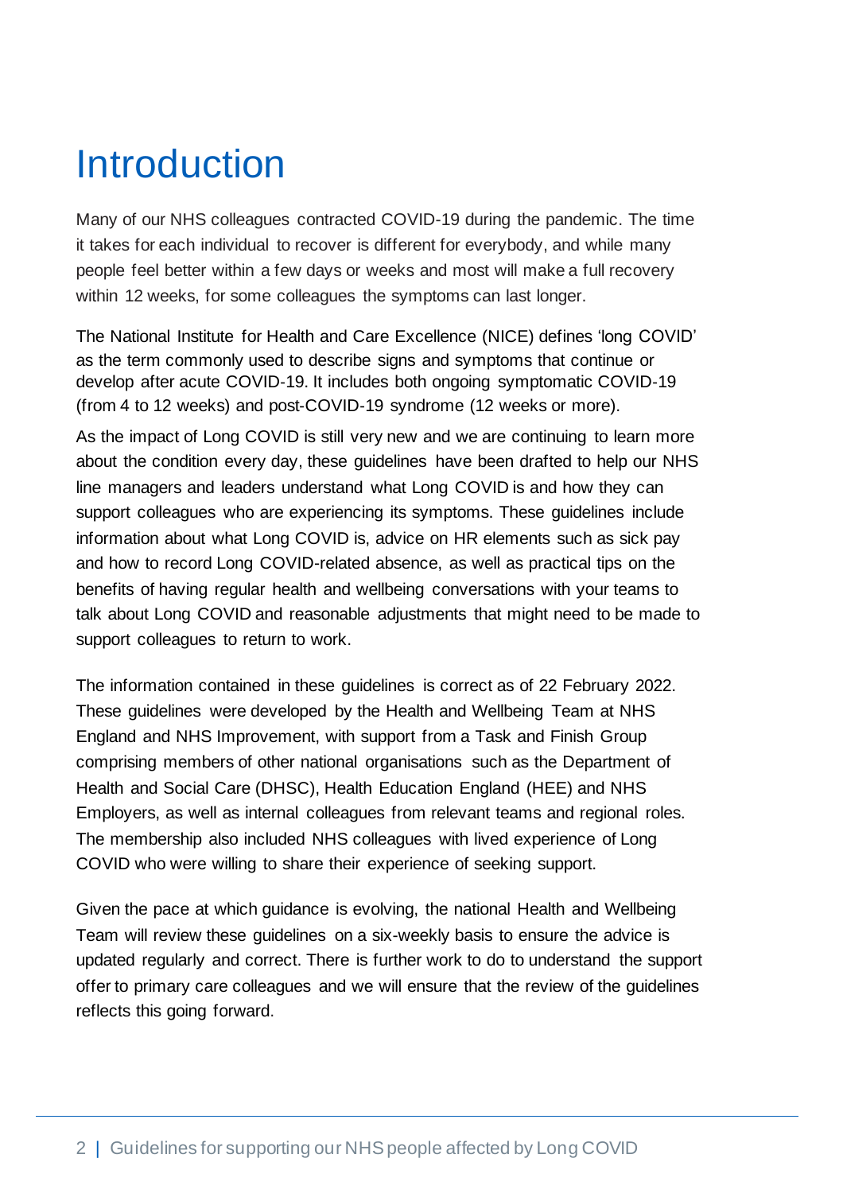# Introduction

Many of our NHS colleagues contracted COVID-19 during the pandemic. The time it takes for each individual to recover is different for everybody, and while many people feel better within a few days or weeks and most will make a full recovery within 12 weeks, for some colleagues the symptoms can last longer.

The National Institute for Health and Care Excellence (NICE) defines 'long COVID' as the term commonly used to describe signs and symptoms that continue or develop after acute COVID-19. It includes both ongoing symptomatic COVID-19 (from 4 to 12 weeks) and post-COVID-19 syndrome (12 weeks or more).

As the impact of Long COVID is still very new and we are continuing to learn more about the condition every day, these guidelines have been drafted to help our NHS line managers and leaders understand what Long COVID is and how they can support colleagues who are experiencing its symptoms. These guidelines include information about what Long COVID is, advice on HR elements such as sick pay and how to record Long COVID-related absence, as well as practical tips on the benefits of having regular health and wellbeing conversations with your teams to talk about Long COVID and reasonable adjustments that might need to be made to support colleagues to return to work.

The information contained in these guidelines is correct as of 22 February 2022. These guidelines were developed by the Health and Wellbeing Team at NHS England and NHS Improvement, with support from a Task and Finish Group comprising members of other national organisations such as the Department of Health and Social Care (DHSC), Health Education England (HEE) and NHS Employers, as well as internal colleagues from relevant teams and regional roles. The membership also included NHS colleagues with lived experience of Long COVID who were willing to share their experience of seeking support.

Given the pace at which guidance is evolving, the national Health and Wellbeing Team will review these guidelines on a six-weekly basis to ensure the advice is updated regularly and correct. There is further work to do to understand the support offer to primary care colleagues and we will ensure that the review of the guidelines reflects this going forward.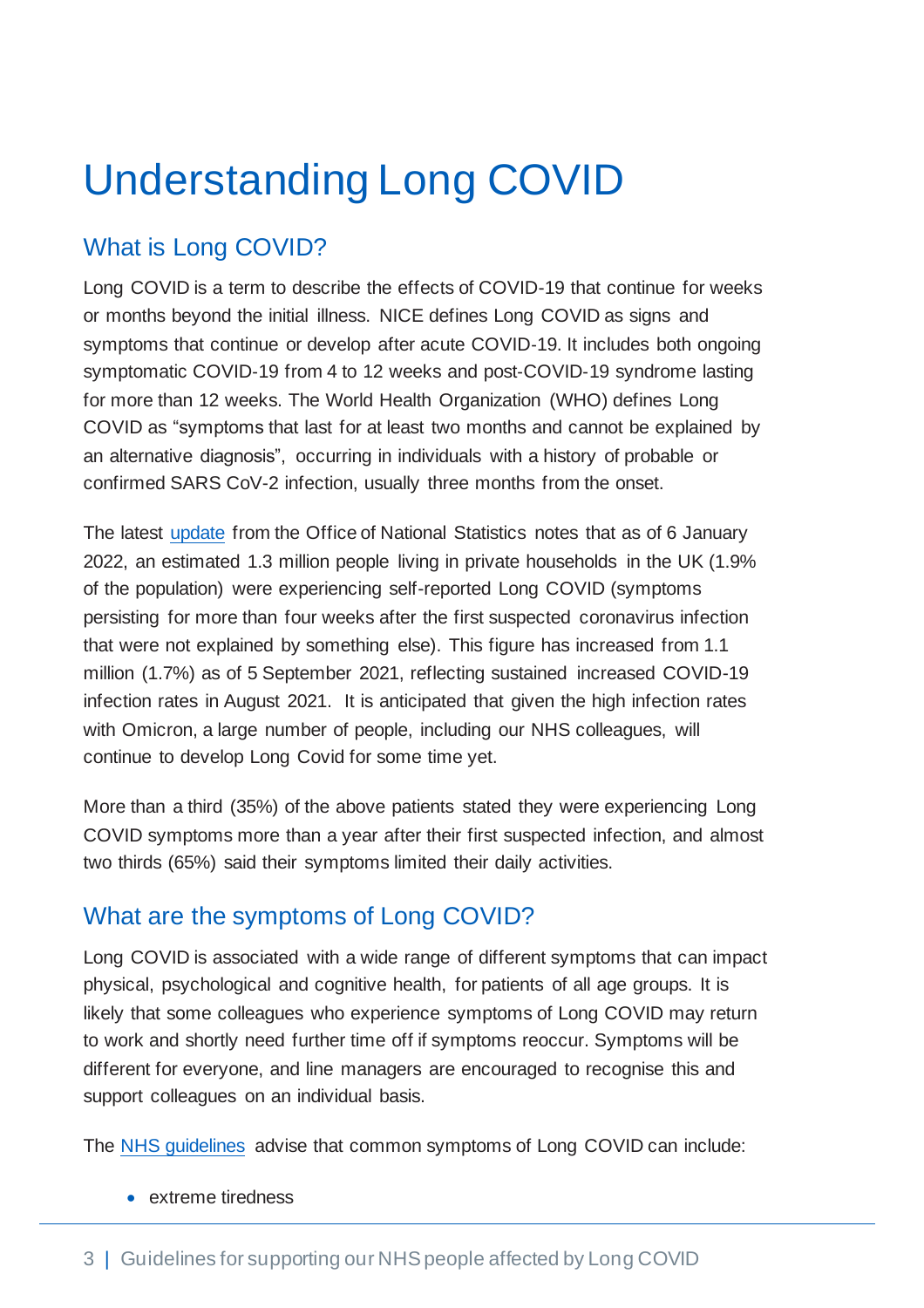# Understanding Long COVID

## What is Long COVID?

Long COVID is a term to describe the effects of COVID-19 that continue for weeks or months beyond the initial illness. NICE defines Long COVID as signs and symptoms that continue or develop after acute COVID-19. It includes both ongoing symptomatic COVID-19 from 4 to 12 weeks and post-COVID-19 syndrome lasting for more than 12 weeks. The World Health Organization (WHO) defines Long COVID as "symptoms that last for at least two months and cannot be explained by an alternative diagnosis", occurring in individuals with a history of probable or confirmed SARS CoV-2 infection, usually three months from the onset.

The latest [update](#) from the Office of National Statistics notes that as of 6 January 2022, an estimated 1.3 million people living in private households in the UK (1.9% of the population) were experiencing self-reported Long COVID (symptoms persisting for more than four weeks after the first suspected coronavirus infection that were not explained by something else). This figure has increased from 1.1 million (1.7%) as of 5 September 2021, reflecting sustained increased COVID-19 infection rates in August 2021. It is anticipated that given the high infection rates with Omicron, a large number of people, including our NHS colleagues, will continue to develop Long Covid for some time yet.

More than a third (35%) of the above patients stated they were experiencing Long COVID symptoms more than a year after their first suspected infection, and almost two thirds (65%) said their symptoms limited their daily activities.

## What are the symptoms of Long COVID?

Long COVID is associated with a wide range of different symptoms that can impact physical, psychological and cognitive health, for patients of all age groups. It is likely that some colleagues who experience symptoms of Long COVID may return to work and shortly need further time off if symptoms reoccur. Symptoms will be different for everyone, and line managers are encouraged to recognise this and support colleagues on an individual basis.

The [NHS guidelines](#) advise that common symptoms of Long COVID can include:

- extreme tiredness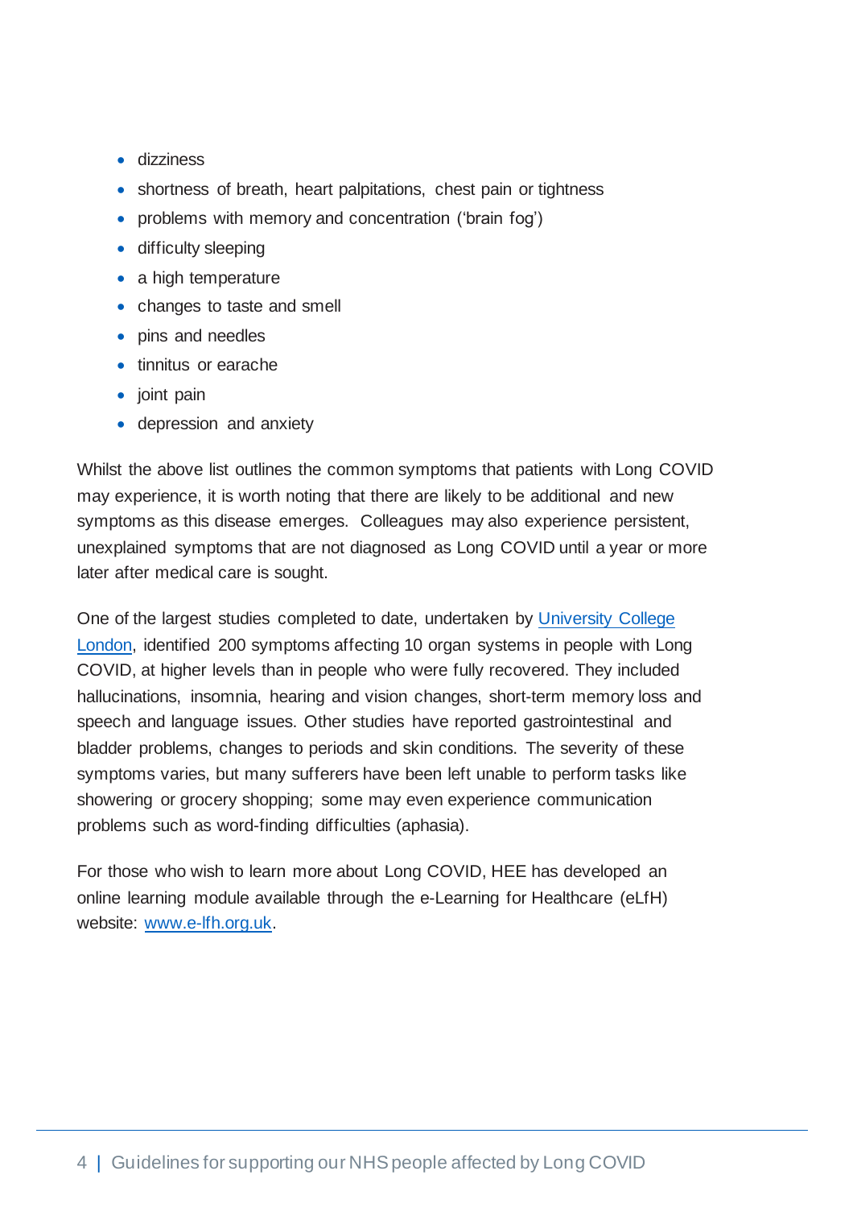- dizziness
- shortness of breath, heart palpitations, chest pain or tightness
- problems with memory and concentration ('brain fog')
- difficulty sleeping
- a high temperature
- changes to taste and smell
- pins and needles
- tinnitus or earache
- joint pain
- depression and anxiety

Whilst the above list outlines the common symptoms that patients with Long COVID may experience, it is worth noting that there are likely to be additional and new symptoms as this disease emerges. Colleagues may also experience persistent, unexplained symptoms that are not diagnosed as Long COVID until a year or more later after medical care is sought.

One of the largest studies completed to date, undertaken by University College London, identified 200 symptoms affecting 10 organ systems in people with Long COVID, at higher levels than in people who were fully recovered. They included hallucinations, insomnia, hearing and vision changes, short-term memory loss and speech and language issues. Other studies have reported gastrointestinal and bladder problems, changes to periods and skin conditions. The severity of these symptoms varies, but many sufferers have been left unable to perform tasks like showering or grocery shopping; some may even experience communication problems such as word-finding difficulties (aphasia).

For those who wish to learn more about Long COVID, HEE has developed an online learning module available through the e-Learning for Healthcare (eLfH) website: www.e-lfh.org.uk.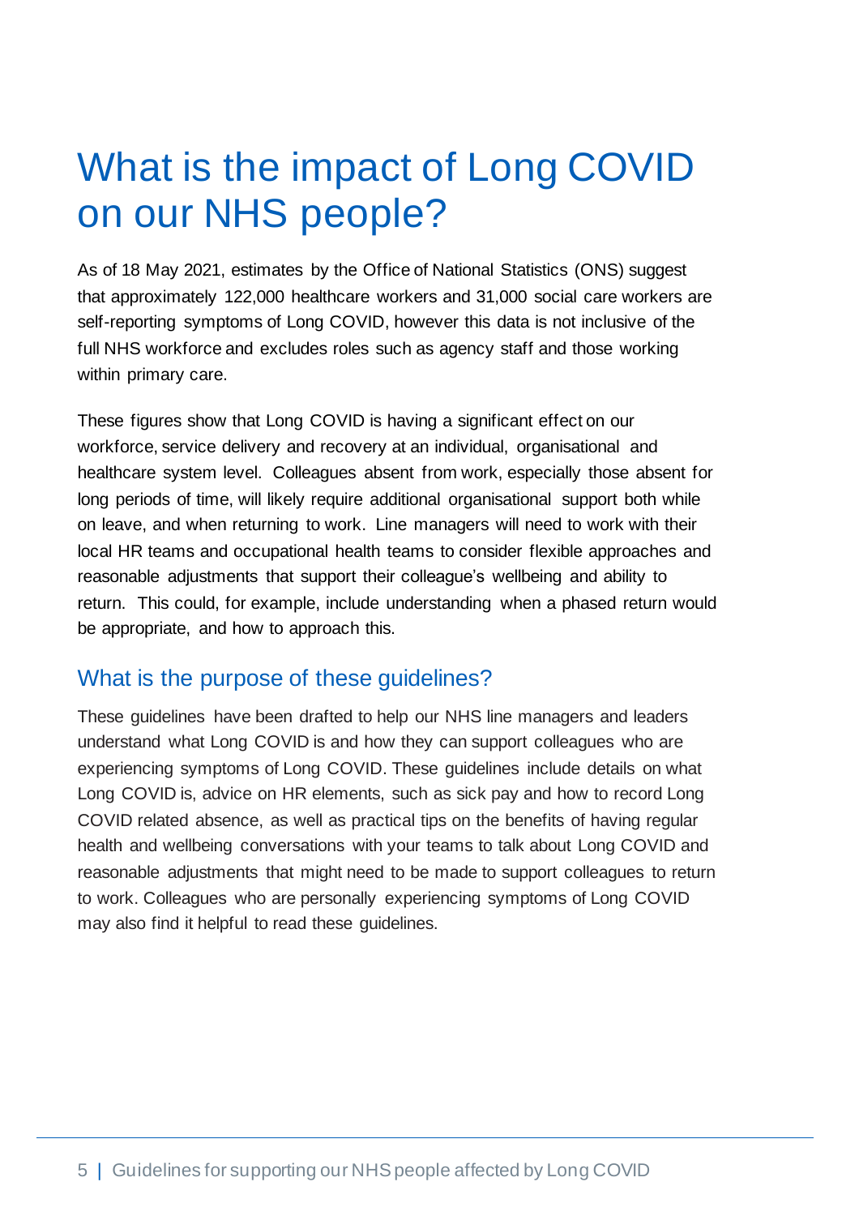# What is the impact of Long COVID on our NHS people?

As of 18 May 2021, estimates by the Office of National Statistics (ONS) suggest that approximately 122,000 healthcare workers and 31,000 social care workers are self-reporting symptoms of Long COVID, however this data is not inclusive of the full NHS workforce and excludes roles such as agency staff and those working within primary care.

These figures show that Long COVID is having a significant effect on our workforce, service delivery and recovery at an individual, organisational and healthcare system level. Colleagues absent from work, especially those absent for long periods of time, will likely require additional organisational support both while on leave, and when returning to work. Line managers will need to work with their local HR teams and occupational health teams to consider flexible approaches and reasonable adjustments that support their colleague's wellbeing and ability to return. This could, for example, include understanding when a phased return would be appropriate, and how to approach this.

## What is the purpose of these guidelines?

These guidelines have been drafted to help our NHS line managers and leaders understand what Long COVID is and how they can support colleagues who are experiencing symptoms of Long COVID. These guidelines include details on what Long COVID is, advice on HR elements, such as sick pay and how to record Long COVID related absence, as well as practical tips on the benefits of having regular health and wellbeing conversations with your teams to talk about Long COVID and reasonable adjustments that might need to be made to support colleagues to return to work. Colleagues who are personally experiencing symptoms of Long COVID may also find it helpful to read these guidelines.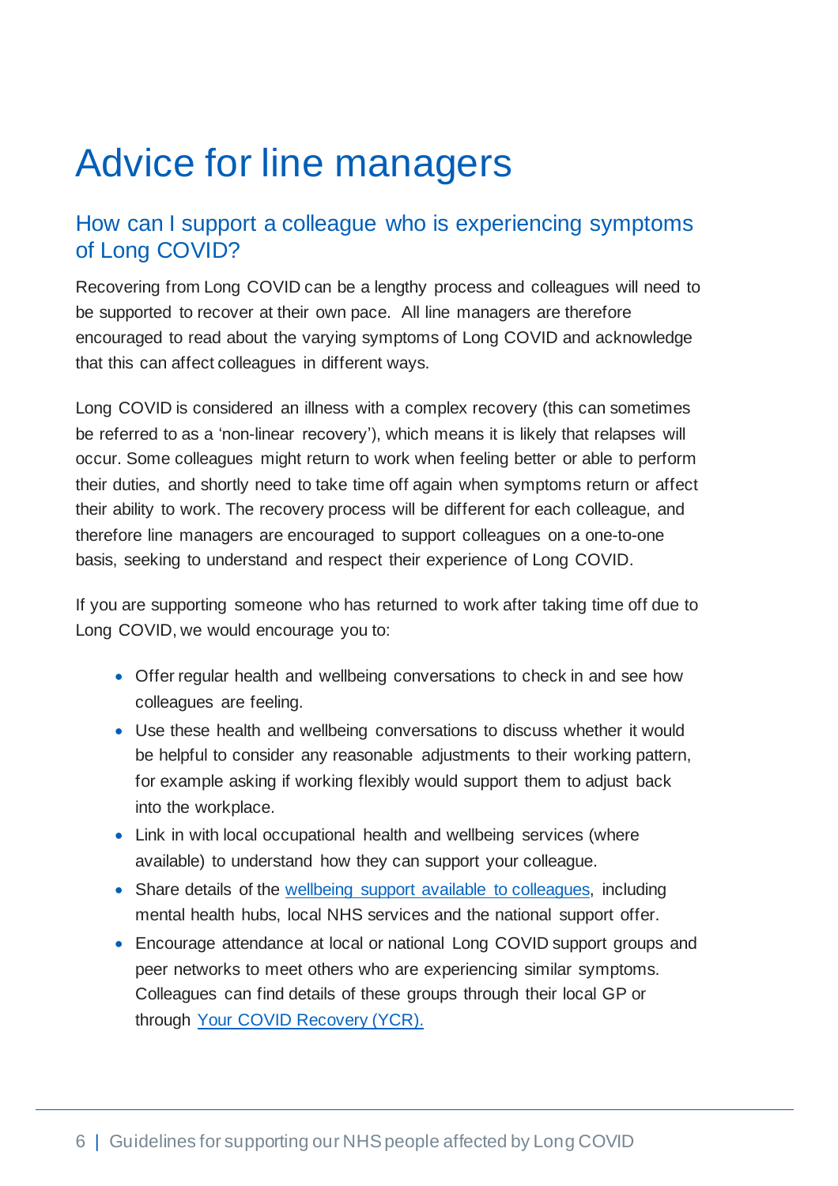# Advice for line managers

## How can I support a colleague who is experiencing symptoms of Long COVID?

Recovering from Long COVID can be a lengthy process and colleagues will need to be supported to recover at their own pace. All line managers are therefore encouraged to read about the varying symptoms of Long COVID and acknowledge that this can affect colleagues in different ways.

Long COVID is considered an illness with a complex recovery (this can sometimes be referred to as a 'non-linear recovery'), which means it is likely that relapses will occur. Some colleagues might return to work when feeling better or able to perform their duties, and shortly need to take time off again when symptoms return or affect their ability to work. The recovery process will be different for each colleague, and therefore line managers are encouraged to support colleagues on a one-to-one basis, seeking to understand and respect their experience of Long COVID.

If you are supporting someone who has returned to work after taking time off due to Long COVID, we would encourage you to:

- Offer regular health and wellbeing conversations to check in and see how colleagues are feeling.
- Use these health and wellbeing conversations to discuss whether it would be helpful to consider any reasonable adjustments to their working pattern, for example asking if working flexibly would support them to adjust back into the workplace.
- Link in with local occupational health and wellbeing services (where available) to understand how they can support your colleague.
- Share details of the wellbeing support available to colleagues, including mental health hubs, local NHS services and the national support offer.
- Encourage attendance at local or national Long COVID support groups and peer networks to meet others who are experiencing similar symptoms. Colleagues can find details of these groups through their local GP or through Your COVID Recovery (YCR).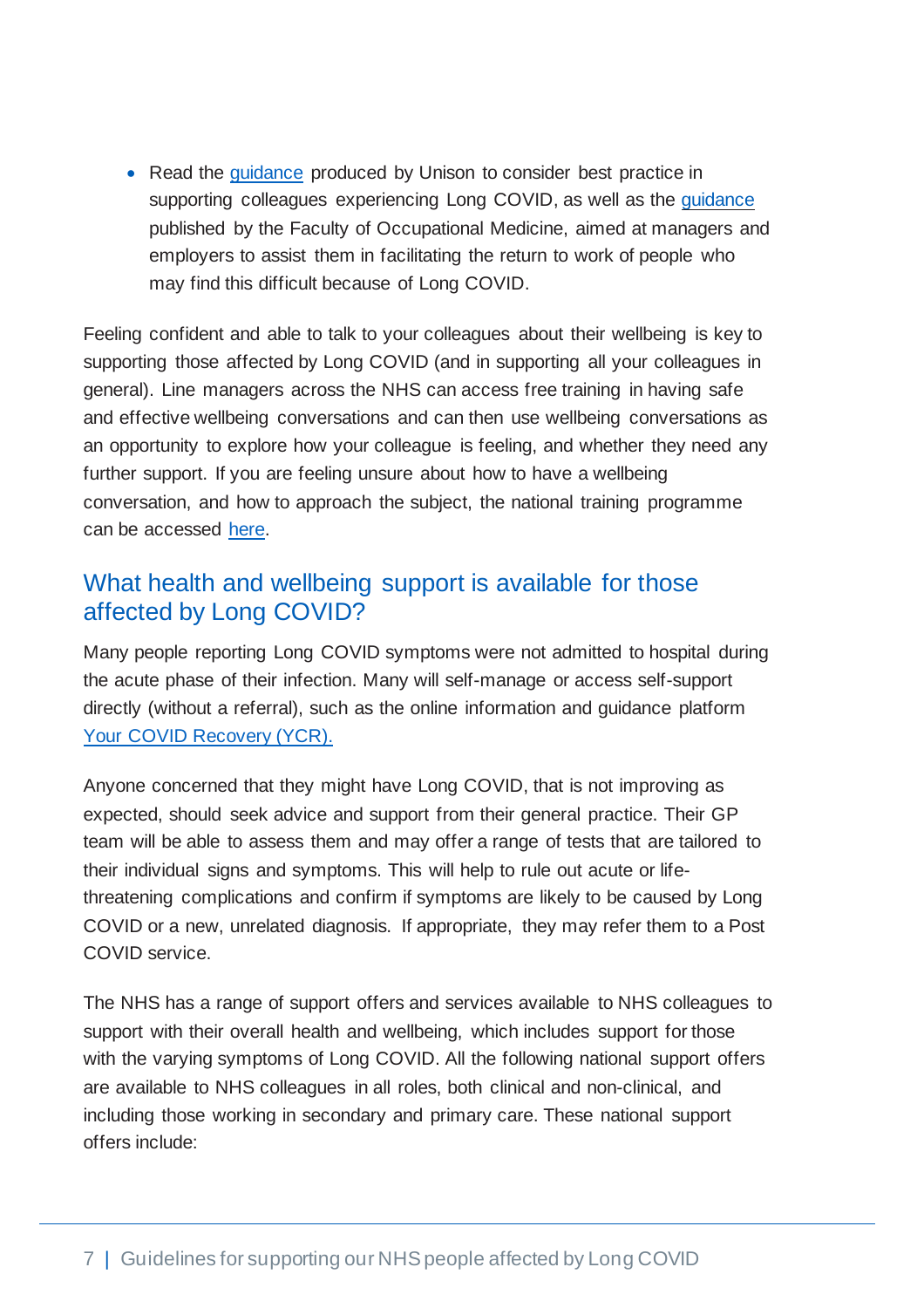- Read the guidance produced by Unison to consider best practice in supporting colleagues experiencing Long COVID, as well as the guidance published by the Faculty of Occupational Medicine, aimed at managers and employers to assist them in facilitating the return to work of people who may find this difficult because of Long COVID.

Feeling confident and able to talk to your colleagues about their wellbeing is key to supporting those affected by Long COVID (and in supporting all your colleagues in general). Line managers across the NHS can access free training in having safe and effective wellbeing conversations and can then use wellbeing conversations as an opportunity to explore how your colleague is feeling, and whether they need any further support. If you are feeling unsure about how to have a wellbeing conversation, and how to approach the subject, the national training programme can be accessed here.

## What health and wellbeing support is available for those affected by Long COVID?

Many people reporting Long COVID symptoms were not admitted to hospital during the acute phase of their infection. Many will self-manage or access self-support directly (without a referral), such as the online information and guidance platform Your COVID Recovery (YCR).

Anyone concerned that they might have Long COVID, that is not improving as expected, should seek advice and support from their general practice. Their GP team will be able to assess them and may offer a range of tests that are tailored to their individual signs and symptoms. This will help to rule out acute or life-threatening complications and confirm if symptoms are likely to be caused by Long COVID or a new, unrelated diagnosis. If appropriate, they may refer them to a Post COVID service.

The NHS has a range of support offers and services available to NHS colleagues to support with their overall health and wellbeing, which includes support for those with the varying symptoms of Long COVID. All the following national support offers are available to NHS colleagues in all roles, both clinical and non-clinical, and including those working in secondary and primary care. These national support offers include: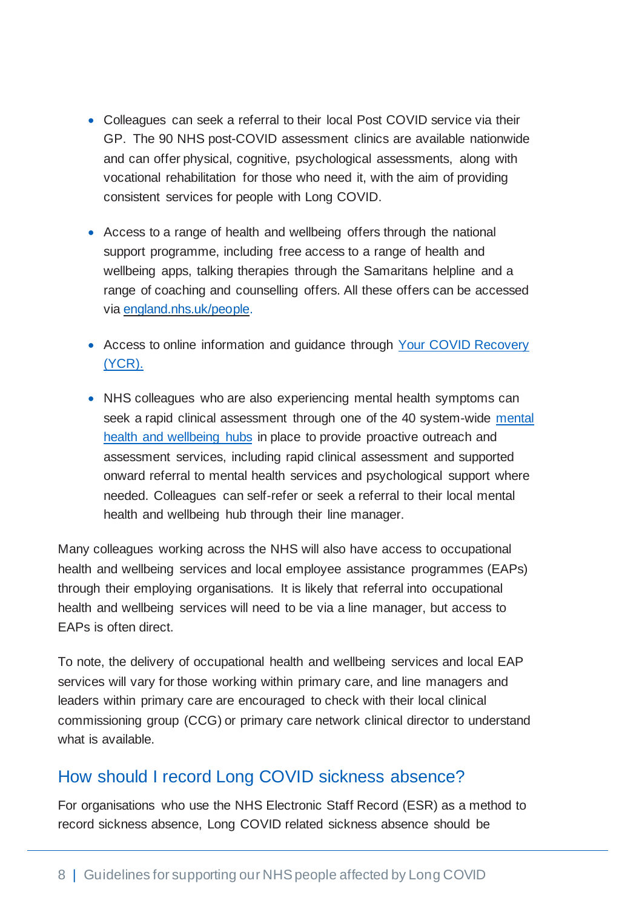- Colleagues can seek a referral to their local Post COVID service via their GP. The 90 NHS post-COVID assessment clinics are available nationwide and can offer physical, cognitive, psychological assessments, along with vocational rehabilitation for those who need it, with the aim of providing consistent services for people with Long COVID.

- Access to a range of health and wellbeing offers through the national support programme, including free access to a range of health and wellbeing apps, talking therapies through the Samaritans helpline and a range of coaching and counselling offers. All these offers can be accessed via [england.nhs.uk/people](england.nhs.uk/people).

- Access to online information and guidance through [Your COVID Recovery (YCR).]()

- NHS colleagues who are also experiencing mental health symptoms can seek a rapid clinical assessment through one of the 40 system-wide [mental health and wellbeing hubs]() in place to provide proactive outreach and assessment services, including rapid clinical assessment and supported onward referral to mental health services and psychological support where needed. Colleagues can self-refer or seek a referral to their local mental health and wellbeing hub through their line manager.

Many colleagues working across the NHS will also have access to occupational health and wellbeing services and local employee assistance programmes (EAPs) through their employing organisations. It is likely that referral into occupational health and wellbeing services will need to be via a line manager, but access to EAPs is often direct.

To note, the delivery of occupational health and wellbeing services and local EAP services will vary for those working within primary care, and line managers and leaders within primary care are encouraged to check with their local clinical commissioning group (CCG) or primary care network clinical director to understand what is available.

## How should I record Long COVID sickness absence?

For organisations who use the NHS Electronic Staff Record (ESR) as a method to record sickness absence, Long COVID related sickness absence should be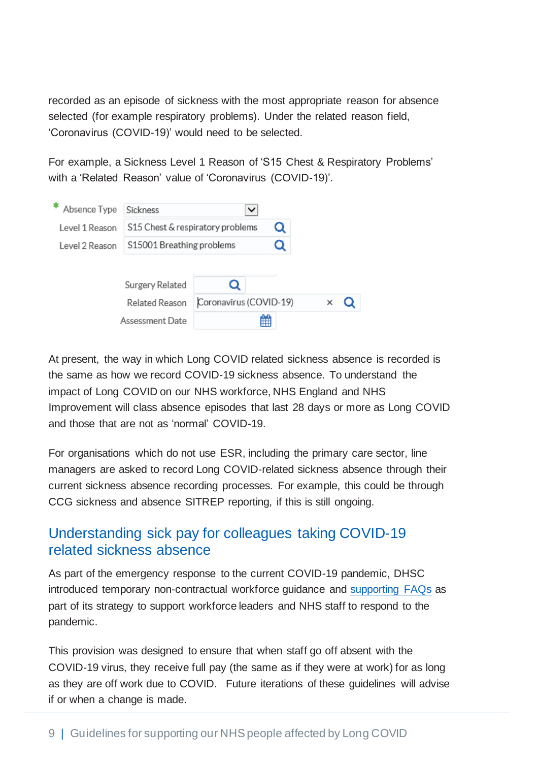recorded as an episode of sickness with the most appropriate reason for absence selected (for example respiratory problems). Under the related reason field, 'Coronavirus (COVID-19)' would need to be selected.

For example, a Sickness Level 1 Reason of 'S15 Chest & Respiratory Problems' with a 'Related Reason' value of 'Coronavirus (COVID-19)'.

| Field | Value |
|---|---|
| * Absence Type | Sickness |
| Level 1 Reason | S15 Chest & respiratory problems |
| Level 2 Reason | S15001 Breathing problems |
| Surgery Related | |
| Related Reason | Coronavirus (COVID-19) |
| Assessment Date | |

At present, the way in which Long COVID related sickness absence is recorded is the same as how we record COVID-19 sickness absence. To understand the impact of Long COVID on our NHS workforce, NHS England and NHS Improvement will class absence episodes that last 28 days or more as Long COVID and those that are not as 'normal' COVID-19.

For organisations which do not use ESR, including the primary care sector, line managers are asked to record Long COVID-related sickness absence through their current sickness absence recording processes. For example, this could be through CCG sickness and absence SITREP reporting, if this is still ongoing.

## Understanding sick pay for colleagues taking COVID-19 related sickness absence

As part of the emergency response to the current COVID-19 pandemic, DHSC introduced temporary non-contractual workforce guidance and supporting FAQs as part of its strategy to support workforce leaders and NHS staff to respond to the pandemic.

This provision was designed to ensure that when staff go off absent with the COVID-19 virus, they receive full pay (the same as if they were at work) for as long as they are off work due to COVID. Future iterations of these guidelines will advise if or when a change is made.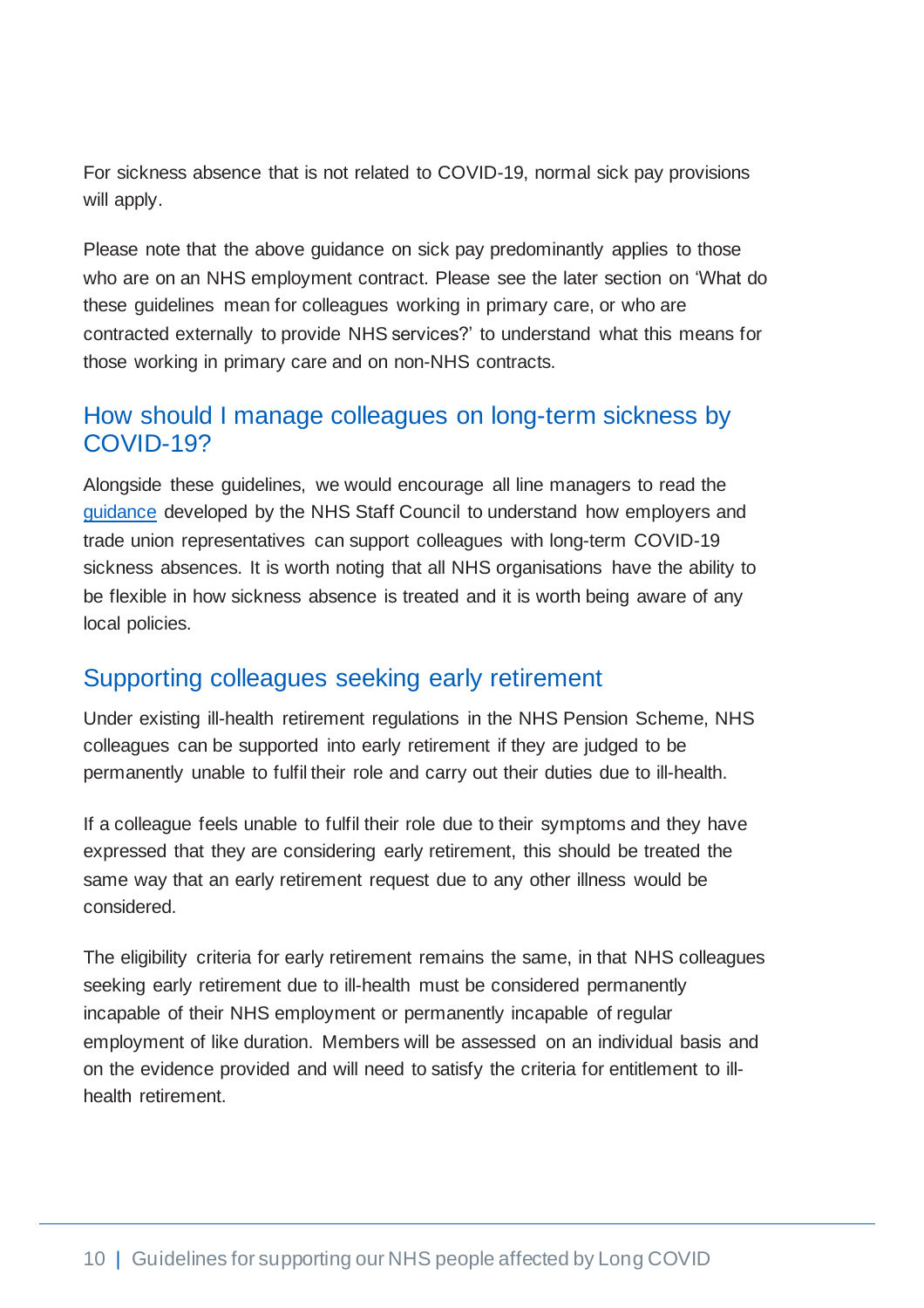For sickness absence that is not related to COVID-19, normal sick pay provisions will apply.

Please note that the above guidance on sick pay predominantly applies to those who are on an NHS employment contract. Please see the later section on 'What do these guidelines mean for colleagues working in primary care, or who are contracted externally to provide NHS services?' to understand what this means for those working in primary care and on non-NHS contracts.

## How should I manage colleagues on long-term sickness by COVID-19?

Alongside these guidelines, we would encourage all line managers to read the guidance developed by the NHS Staff Council to understand how employers and trade union representatives can support colleagues with long-term COVID-19 sickness absences. It is worth noting that all NHS organisations have the ability to be flexible in how sickness absence is treated and it is worth being aware of any local policies.

## Supporting colleagues seeking early retirement

Under existing ill-health retirement regulations in the NHS Pension Scheme, NHS colleagues can be supported into early retirement if they are judged to be permanently unable to fulfil their role and carry out their duties due to ill-health.

If a colleague feels unable to fulfil their role due to their symptoms and they have expressed that they are considering early retirement, this should be treated the same way that an early retirement request due to any other illness would be considered.

The eligibility criteria for early retirement remains the same, in that NHS colleagues seeking early retirement due to ill-health must be considered permanently incapable of their NHS employment or permanently incapable of regular employment of like duration. Members will be assessed on an individual basis and on the evidence provided and will need to satisfy the criteria for entitlement to ill-health retirement.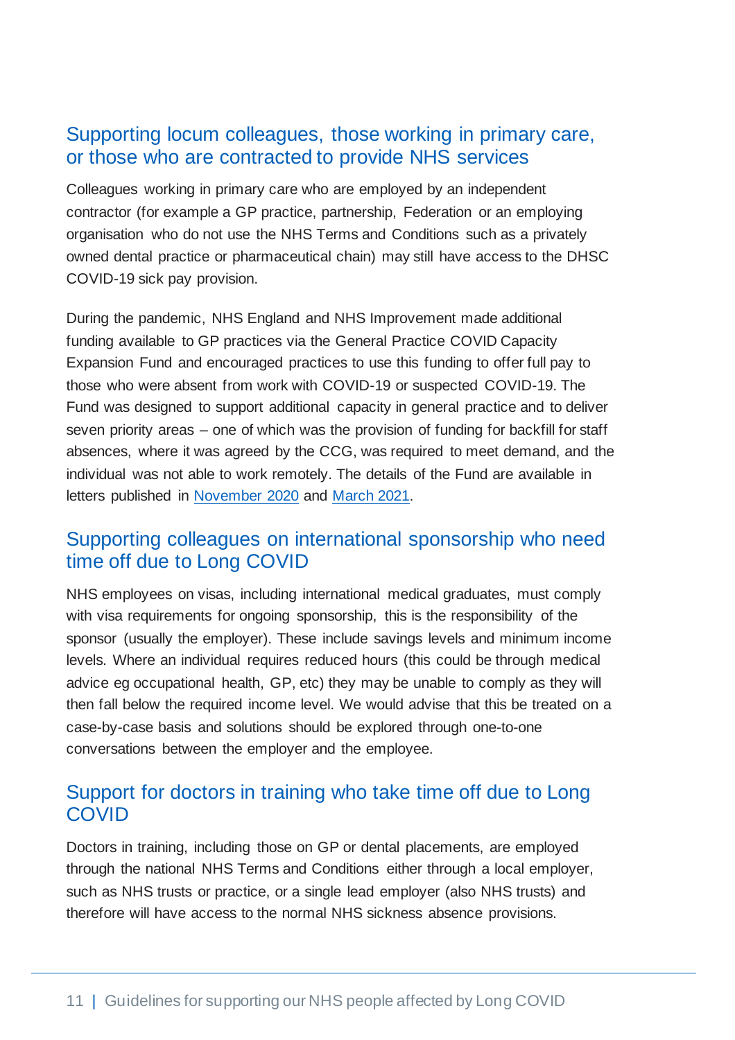## Supporting locum colleagues, those working in primary care, or those who are contracted to provide NHS services

Colleagues working in primary care who are employed by an independent contractor (for example a GP practice, partnership, Federation or an employing organisation who do not use the NHS Terms and Conditions such as a privately owned dental practice or pharmaceutical chain) may still have access to the DHSC COVID-19 sick pay provision.

During the pandemic, NHS England and NHS Improvement made additional funding available to GP practices via the General Practice COVID Capacity Expansion Fund and encouraged practices to use this funding to offer full pay to those who were absent from work with COVID-19 or suspected COVID-19. The Fund was designed to support additional capacity in general practice and to deliver seven priority areas – one of which was the provision of funding for backfill for staff absences, where it was agreed by the CCG, was required to meet demand, and the individual was not able to work remotely. The details of the Fund are available in letters published in November 2020 and March 2021.

## Supporting colleagues on international sponsorship who need time off due to Long COVID

NHS employees on visas, including international medical graduates, must comply with visa requirements for ongoing sponsorship, this is the responsibility of the sponsor (usually the employer). These include savings levels and minimum income levels. Where an individual requires reduced hours (this could be through medical advice eg occupational health, GP, etc) they may be unable to comply as they will then fall below the required income level. We would advise that this be treated on a case-by-case basis and solutions should be explored through one-to-one conversations between the employer and the employee.

## Support for doctors in training who take time off due to Long COVID

Doctors in training, including those on GP or dental placements, are employed through the national NHS Terms and Conditions either through a local employer, such as NHS trusts or practice, or a single lead employer (also NHS trusts) and therefore will have access to the normal NHS sickness absence provisions.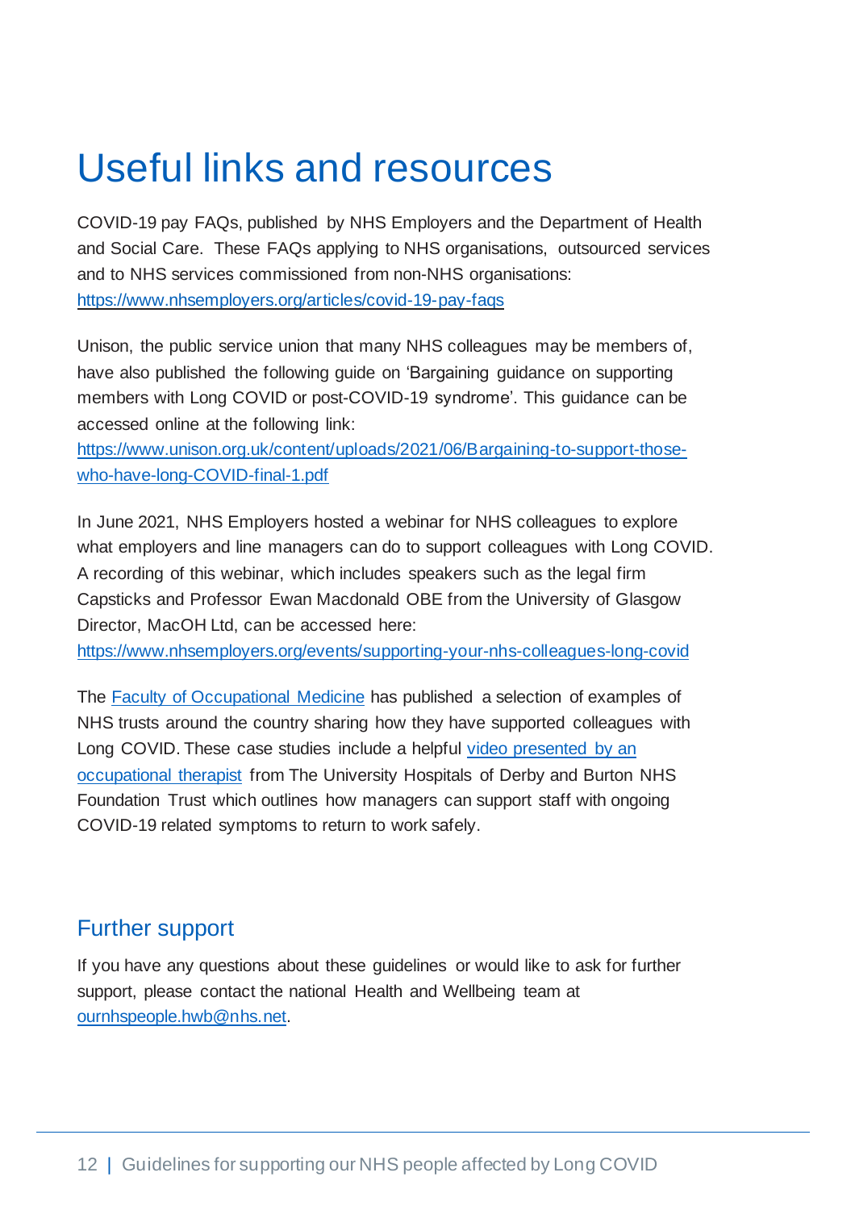# Useful links and resources

COVID-19 pay FAQs, published by NHS Employers and the Department of Health and Social Care. These FAQs applying to NHS organisations, outsourced services and to NHS services commissioned from non-NHS organisations: https://www.nhsemployers.org/articles/covid-19-pay-faqs

Unison, the public service union that many NHS colleagues may be members of, have also published the following guide on 'Bargaining guidance on supporting members with Long COVID or post-COVID-19 syndrome'. This guidance can be accessed online at the following link: https://www.unison.org.uk/content/uploads/2021/06/Bargaining-to-support-those-who-have-long-COVID-final-1.pdf

In June 2021, NHS Employers hosted a webinar for NHS colleagues to explore what employers and line managers can do to support colleagues with Long COVID. A recording of this webinar, which includes speakers such as the legal firm Capsticks and Professor Ewan Macdonald OBE from the University of Glasgow Director, MacOH Ltd, can be accessed here: https://www.nhsemployers.org/events/supporting-your-nhs-colleagues-long-covid

The Faculty of Occupational Medicine has published a selection of examples of NHS trusts around the country sharing how they have supported colleagues with Long COVID. These case studies include a helpful video presented by an occupational therapist from The University Hospitals of Derby and Burton NHS Foundation Trust which outlines how managers can support staff with ongoing COVID-19 related symptoms to return to work safely.

## Further support

If you have any questions about these guidelines or would like to ask for further support, please contact the national Health and Wellbeing team at ournhspeople.hwb@nhs.net.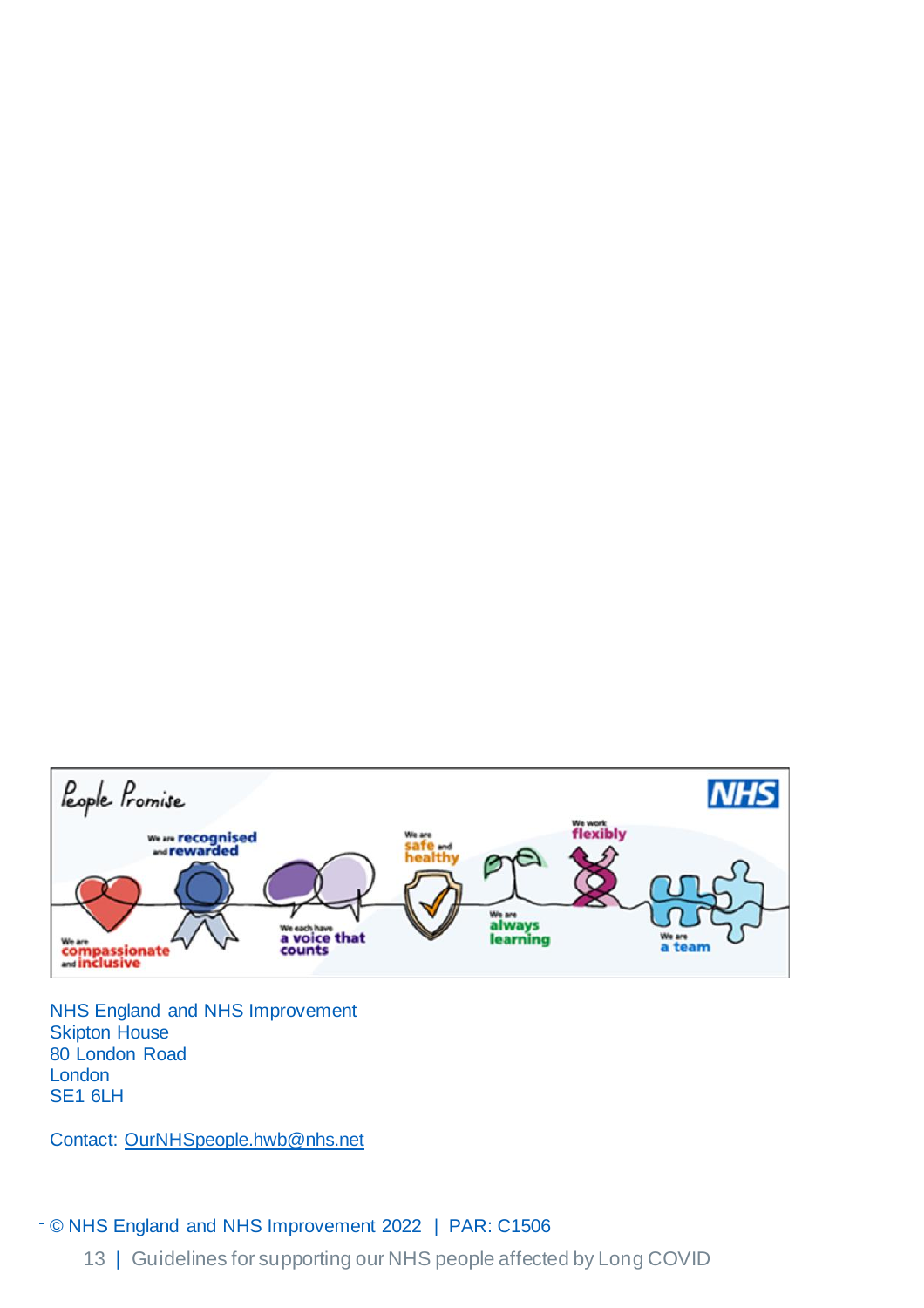NHS England and NHS Improvement
Skipton House
80 London Road
London
SE1 6LH

Contact: OurNHSpeople.hwb@nhs.net

© NHS England and NHS Improvement 2022 | PAR: C1506